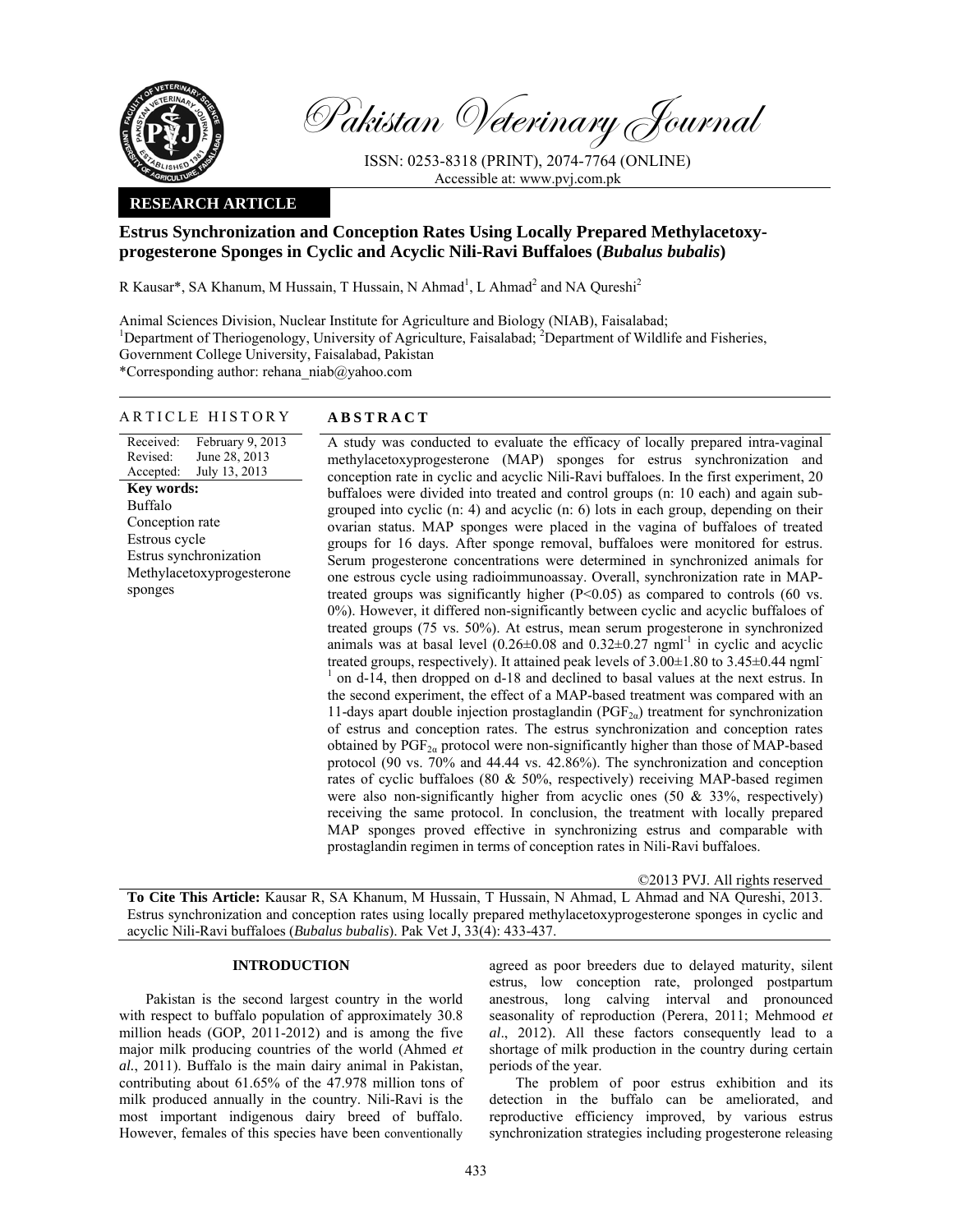Pakistan Veterinary Journal

ISSN: 0253-8318 (PRINT), 2074-7764 (ONLINE)
Accessible at: www.pvj.com.pk

**RESEARCH ARTICLE**

# Estrus Synchronization and Conception Rates Using Locally Prepared Methylacetoxy-progesterone Sponges in Cyclic and Acyclic Nili-Ravi Buffaloes (*Bubalus bubalis*)

R Kausar*, SA Khanum, M Hussain, T Hussain, N Ahmad[1], L Ahmad[2] and NA Qureshi[2]

Animal Sciences Division, Nuclear Institute for Agriculture and Biology (NIAB), Faisalabad;
[1]Department of Theriogenology, University of Agriculture, Faisalabad; [2]Department of Wildlife and Fisheries, Government College University, Faisalabad, Pakistan
*Corresponding author: rehana_niab@yahoo.com

## ARTICLE HISTORY

Received: February 9, 2013
Revised: June 28, 2013
Accepted: July 13, 2013

**Key words:**
Buffalo
Conception rate
Estrous cycle
Estrus synchronization
Methylacetoxyprogesterone sponges

## ABSTRACT

A study was conducted to evaluate the efficacy of locally prepared intra-vaginal methylacetoxyprogesterone (MAP) sponges for estrus synchronization and conception rate in cyclic and acyclic Nili-Ravi buffaloes. In the first experiment, 20 buffaloes were divided into treated and control groups (n: 10 each) and again sub-grouped into cyclic (n: 4) and acyclic (n: 6) lots in each group, depending on their ovarian status. MAP sponges were placed in the vagina of buffaloes of treated groups for 16 days. After sponge removal, buffaloes were monitored for estrus. Serum progesterone concentrations were determined in synchronized animals for one estrous cycle using radioimmunoassay. Overall, synchronization rate in MAP-treated groups was significantly higher ($P<0.05$) as compared to controls (60 vs. 0%). However, it differed non-significantly between cyclic and acyclic buffaloes of treated groups (75 vs. 50%). At estrus, mean serum progesterone in synchronized animals was at basal level (0.26±0.08 and 0.32±0.27 $ngml^{-1}$ in cyclic and acyclic treated groups, respectively). It attained peak levels of 3.00±1.80 to 3.45±0.44 $ngml^{-1}$ on d-14, then dropped on d-18 and declined to basal values at the next estrus. In the second experiment, the effect of a MAP-based treatment was compared with an 11-days apart double injection prostaglandin ($PGF_{2\alpha}$) treatment for synchronization of estrus and conception rates. The estrus synchronization and conception rates obtained by $PGF_{2\alpha}$ protocol were non-significantly higher than those of MAP-based protocol (90 vs. 70% and 44.44 vs. 42.86%). The synchronization and conception rates of cyclic buffaloes (80 & 50%, respectively) receiving MAP-based regimen were also non-significantly higher from acyclic ones (50 & 33%, respectively) receiving the same protocol. In conclusion, the treatment with locally prepared MAP sponges proved effective in synchronizing estrus and comparable with prostaglandin regimen in terms of conception rates in Nili-Ravi buffaloes.

©2013 PVJ. All rights reserved

**To Cite This Article:** Kausar R, SA Khanum, M Hussain, T Hussain, N Ahmad, L Ahmad and NA Qureshi, 2013. Estrus synchronization and conception rates using locally prepared methylacetoxyprogesterone sponges in cyclic and acyclic Nili-Ravi buffaloes (*Bubalus bubalis*). Pak Vet J, 33(4): 433-437.

## INTRODUCTION

Pakistan is the second largest country in the world with respect to buffalo population of approximately 30.8 million heads (GOP, 2011-2012) and is among the five major milk producing countries of the world (Ahmed *et al.*, 2011). Buffalo is the main dairy animal in Pakistan, contributing about 61.65% of the 47.978 million tons of milk produced annually in the country. Nili-Ravi is the most important indigenous dairy breed of buffalo. However, females of this species have been conventionally agreed as poor breeders due to delayed maturity, silent estrus, low conception rate, prolonged postpartum anestrous, long calving interval and pronounced seasonality of reproduction (Perera, 2011; Mehmood *et al*., 2012). All these factors consequently lead to a shortage of milk production in the country during certain periods of the year.

The problem of poor estrus exhibition and its detection in the buffalo can be ameliorated, and reproductive efficiency improved, by various estrus synchronization strategies including progesterone releasing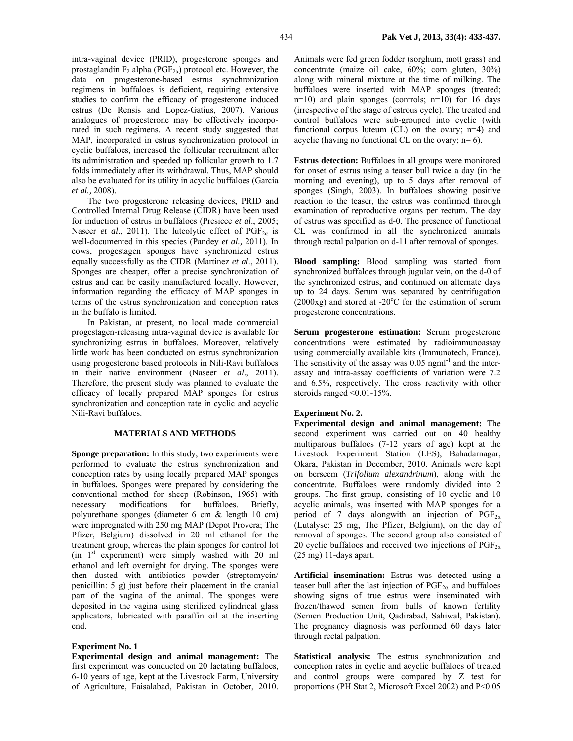intra-vaginal device (PRID), progesterone sponges and prostaglandin $F_2$ alpha ($PGF_{2\alpha}$) protocol etc. However, the data on progesterone-based estrus synchronization regimens in buffaloes is deficient, requiring extensive studies to confirm the efficacy of progesterone induced estrus (De Rensis and Lopez-Gatius, 2007). Various analogues of progesterone may be effectively incorporated in such regimens. A recent study suggested that MAP, incorporated in estrus synchronization protocol in cyclic buffaloes, increased the follicular recruitment after its administration and speeded up follicular growth to 1.7 folds immediately after its withdrawal. Thus, MAP should also be evaluated for its utility in acyclic buffaloes (Garcia *et al.,* 2008).

The two progesterone releasing devices, PRID and Controlled Internal Drug Release (CIDR) have been used for induction of estrus in buffaloes (Presicce *et al*., 2005; Naseer *et al*., 2011). The luteolytic effect of $PGF_{2\alpha}$ is well-documented in this species (Pandey *et al.,* 2011). In cows, progestagen sponges have synchronized estrus equally successfully as the CIDR (Martinez *et al*., 2011). Sponges are cheaper, offer a precise synchronization of estrus and can be easily manufactured locally. However, information regarding the efficacy of MAP sponges in terms of the estrus synchronization and conception rates in the buffalo is limited.

In Pakistan, at present, no local made commercial progestagen-releasing intra-vaginal device is available for synchronizing estrus in buffaloes. Moreover, relatively little work has been conducted on estrus synchronization using progesterone based protocols in Nili-Ravi buffaloes in their native environment (Naseer *et al*., 2011). Therefore, the present study was planned to evaluate the efficacy of locally prepared MAP sponges for estrus synchronization and conception rate in cyclic and acyclic Nili-Ravi buffaloes.

## MATERIALS AND METHODS

**Sponge preparation:** In this study, two experiments were performed to evaluate the estrus synchronization and conception rates by using locally prepared MAP sponges in buffaloes**.** Sponges were prepared by considering the conventional method for sheep (Robinson, 1965) with necessary modifications for buffaloes. Briefly, polyurethane sponges (diameter 6 cm & length 10 cm) were impregnated with 250 mg MAP (Depot Provera; The Pfizer, Belgium) dissolved in 20 ml ethanol for the treatment group, whereas the plain sponges for control lot (in 1st experiment) were simply washed with 20 ml ethanol and left overnight for drying. The sponges were then dusted with antibiotics powder (streptomycin/ penicillin: 5 g) just before their placement in the cranial part of the vagina of the animal. The sponges were deposited in the vagina using sterilized cylindrical glass applicators, lubricated with paraffin oil at the inserting end.

### Experiment No. 1

**Experimental design and animal management:** The first experiment was conducted on 20 lactating buffaloes, 6-10 years of age, kept at the Livestock Farm, University of Agriculture, Faisalabad, Pakistan in October, 2010. Animals were fed green fodder (sorghum, mott grass) and concentrate (maize oil cake, 60%; corn gluten, 30%) along with mineral mixture at the time of milking. The buffaloes were inserted with MAP sponges (treated; n=10) and plain sponges (controls; n=10) for 16 days (irrespective of the stage of estrous cycle). The treated and control buffaloes were sub-grouped into cyclic (with functional corpus luteum (CL) on the ovary; n=4) and acyclic (having no functional CL on the ovary; n= 6).

**Estrus detection:** Buffaloes in all groups were monitored for onset of estrus using a teaser bull twice a day (in the morning and evening), up to 5 days after removal of sponges (Singh, 2003). In buffaloes showing positive reaction to the teaser, the estrus was confirmed through examination of reproductive organs per rectum. The day of estrus was specified as d-0. The presence of functional CL was confirmed in all the synchronized animals through rectal palpation on d-11 after removal of sponges.

**Blood sampling:** Blood sampling was started from synchronized buffaloes through jugular vein, on the d-0 of the synchronized estrus, and continued on alternate days up to 24 days. Serum was separated by centrifugation (2000xg) and stored at -20°C for the estimation of serum progesterone concentrations.

**Serum progesterone estimation:** Serum progesterone concentrations were estimated by radioimmunoassay using commercially available kits (Immunotech, France). The sensitivity of the assay was 0.05 $ngml^{-1}$ and the inter-assay and intra-assay coefficients of variation were 7.2 and 6.5%, respectively. The cross reactivity with other steroids ranged <0.01-15%.

### Experiment No. 2.

**Experimental design and animal management:** The second experiment was carried out on 40 healthy multiparous buffaloes (7-12 years of age) kept at the Livestock Experiment Station (LES), Bahadarnagar, Okara, Pakistan in December, 2010. Animals were kept on berseem (*Trifolium alexandrinum*), along with the concentrate. Buffaloes were randomly divided into 2 groups. The first group, consisting of 10 cyclic and 10 acyclic animals, was inserted with MAP sponges for a period of 7 days alongwith an injection of $PGF_{2\alpha}$ (Lutalyse: 25 mg, The Pfizer, Belgium), on the day of removal of sponges. The second group also consisted of 20 cyclic buffaloes and received two injections of $PGF_{2\alpha}$ (25 mg) 11-days apart.

**Artificial insemination:** Estrus was detected using a teaser bull after the last injection of $PGF_{2\alpha,}$ and buffaloes showing signs of true estrus were inseminated with frozen/thawed semen from bulls of known fertility (Semen Production Unit, Qadirabad, Sahiwal, Pakistan). The pregnancy diagnosis was performed 60 days later through rectal palpation.

**Statistical analysis:** The estrus synchronization and conception rates in cyclic and acyclic buffaloes of treated and control groups were compared by Z test for proportions (PH Stat 2, Microsoft Excel 2002) and P<0.05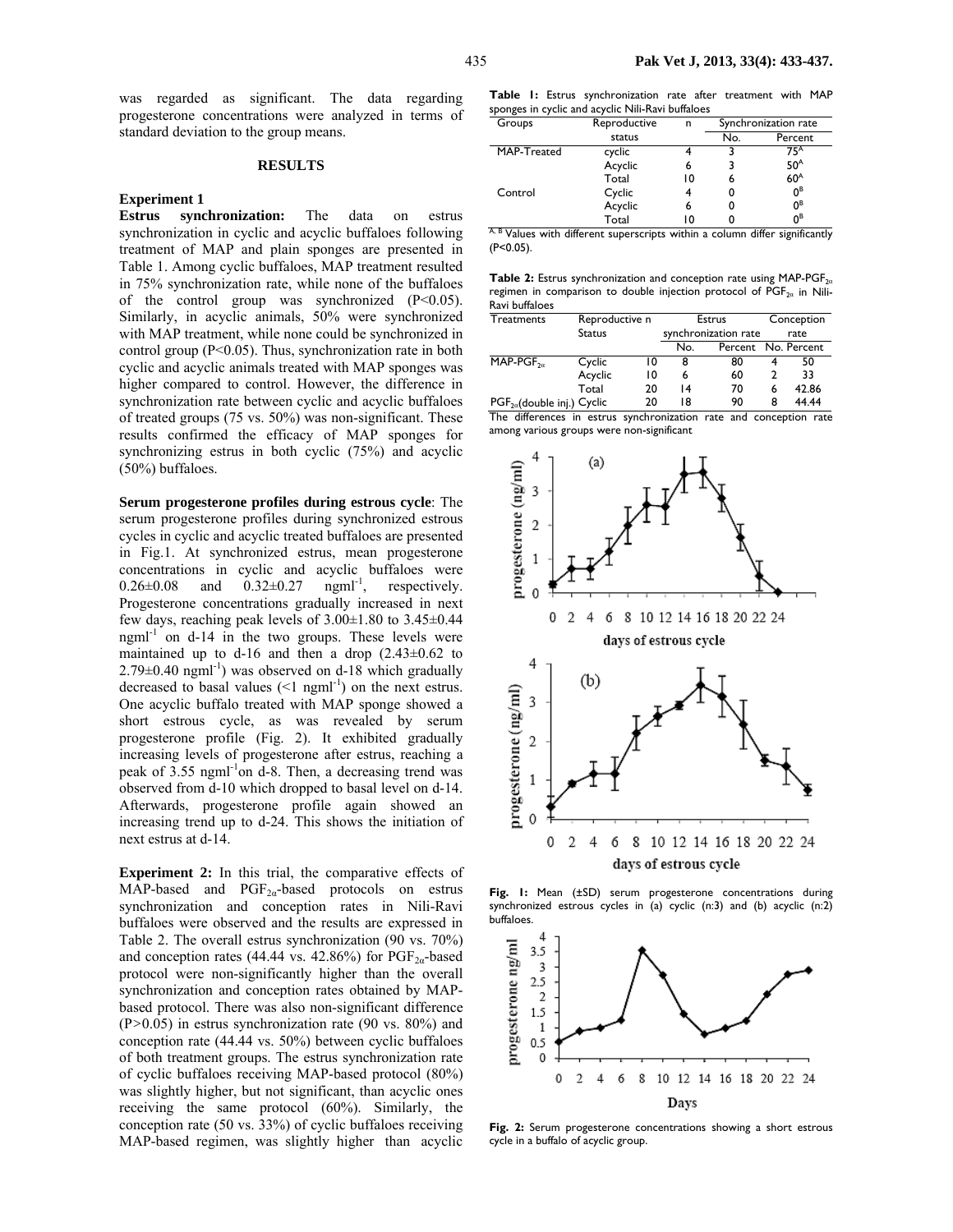was regarded as significant. The data regarding progesterone concentrations were analyzed in terms of standard deviation to the group means.

## RESULTS

### Experiment 1

**Estrus synchronization:** The data on estrus synchronization in cyclic and acyclic buffaloes following treatment of MAP and plain sponges are presented in Table 1. Among cyclic buffaloes, MAP treatment resulted in 75% synchronization rate, while none of the buffaloes of the control group was synchronized ($P<0.05$). Similarly, in acyclic animals, 50% were synchronized with MAP treatment, while none could be synchronized in control group ($P<0.05$). Thus, synchronization rate in both cyclic and acyclic animals treated with MAP sponges was higher compared to control. However, the difference in synchronization rate between cyclic and acyclic buffaloes of treated groups (75 vs. 50%) was non-significant. These results confirmed the efficacy of MAP sponges for synchronizing estrus in both cyclic (75%) and acyclic (50%) buffaloes.

**Serum progesterone profiles during estrous cycle**: The serum progesterone profiles during synchronized estrous cycles in cyclic and acyclic treated buffaloes are presented in Fig.1. At synchronized estrus, mean progesterone concentrations in cyclic and acyclic buffaloes were 0.26±0.08 and 0.32±0.27 $ngml^{-1}$, respectively. Progesterone concentrations gradually increased in next few days, reaching peak levels of 3.00±1.80 to 3.45±0.44 $ngml^{-1}$ on d-14 in the two groups. These levels were maintained up to d-16 and then a drop (2.43±0.62 to 2.79±0.40 $ngml^{-1}$) was observed on d-18 which gradually decreased to basal values (<1 $ngml^{-1}$) on the next estrus. One acyclic buffalo treated with MAP sponge showed a short estrous cycle, as was revealed by serum progesterone profile (Fig. 2). It exhibited gradually increasing levels of progesterone after estrus, reaching a peak of 3.55 $ngml^{-1}$on d-8. Then, a decreasing trend was observed from d-10 which dropped to basal level on d-14. Afterwards, progesterone profile again showed an increasing trend up to d-24. This shows the initiation of next estrus at d-14.

**Experiment 2:** In this trial, the comparative effects of MAP-based and $PGF_{2\alpha}$-based protocols on estrus synchronization and conception rates in Nili-Ravi buffaloes were observed and the results are expressed in Table 2. The overall estrus synchronization (90 vs. 70%) and conception rates (44.44 vs. 42.86%) for $PGF_{2\alpha}$-based protocol were non-significantly higher than the overall synchronization and conception rates obtained by MAP-based protocol. There was also non-significant difference ($P>0.05$) in estrus synchronization rate (90 vs. 80%) and conception rate (44.44 vs. 50%) between cyclic buffaloes of both treatment groups. The estrus synchronization rate of cyclic buffaloes receiving MAP-based protocol (80%) was slightly higher, but not significant, than acyclic ones receiving the same protocol (60%). Similarly, the conception rate (50 vs. 33%) of cyclic buffaloes receiving MAP-based regimen, was slightly higher than acyclic

**Table 1:** Estrus synchronization rate after treatment with MAP sponges in cyclic and acyclic Nili-Ravi buffaloes

| Groups | Reproductive status | n | Synchronization rate | |
|---|---|---|---|---|
| | | | No. | Percent |
| MAP-Treated | cyclic | 4 | 3 | 75$^{A}$ |
| | Acyclic | 6 | 3 | 50$^{A}$ |
| | Total | 10 | 6 | 60$^{A}$ |
| Control | Cyclic | 4 | 0 | 0$^{B}$ |
| | Acyclic | 6 | 0 | 0$^{B}$ |
| | Total | 10 | 0 | 0$^{B}$ |

$^{A, B}$ Values with different superscripts within a column differ significantly ($P<0.05$).

**Table 2:** Estrus synchronization and conception rate using MAP-$PGF_{2\alpha}$ regimen in comparison to double injection protocol of $PGF_{2\alpha}$ in Nili-Ravi buffaloes

| Treatments | Reproductive Status | n | Estrus synchronization rate | | Conception rate | |
|---|---|---|---|---|---|---|
| | | | No. | Percent | No. | Percent |
| MAP-$PGF_{2\alpha}$ | Cyclic | 10 | 8 | 80 | 4 | 50 |
| | Acyclic | 10 | 6 | 60 | 2 | 33 |
| | Total | 20 | 14 | 70 | 6 | 42.86 |
| $PGF_{2\alpha}$(double inj.) | Cyclic | 20 | 18 | 90 | 8 | 44.44 |

The differences in estrus synchronization rate and conception rate among various groups were non-significant

**Fig. 1:** Mean (±SD) serum progesterone concentrations during synchronized estrous cycles in (a) cyclic (n:3) and (b) acyclic (n:2) buffaloes.

**Fig. 2:** Serum progesterone concentrations showing a short estrous cycle in a buffalo of acyclic group.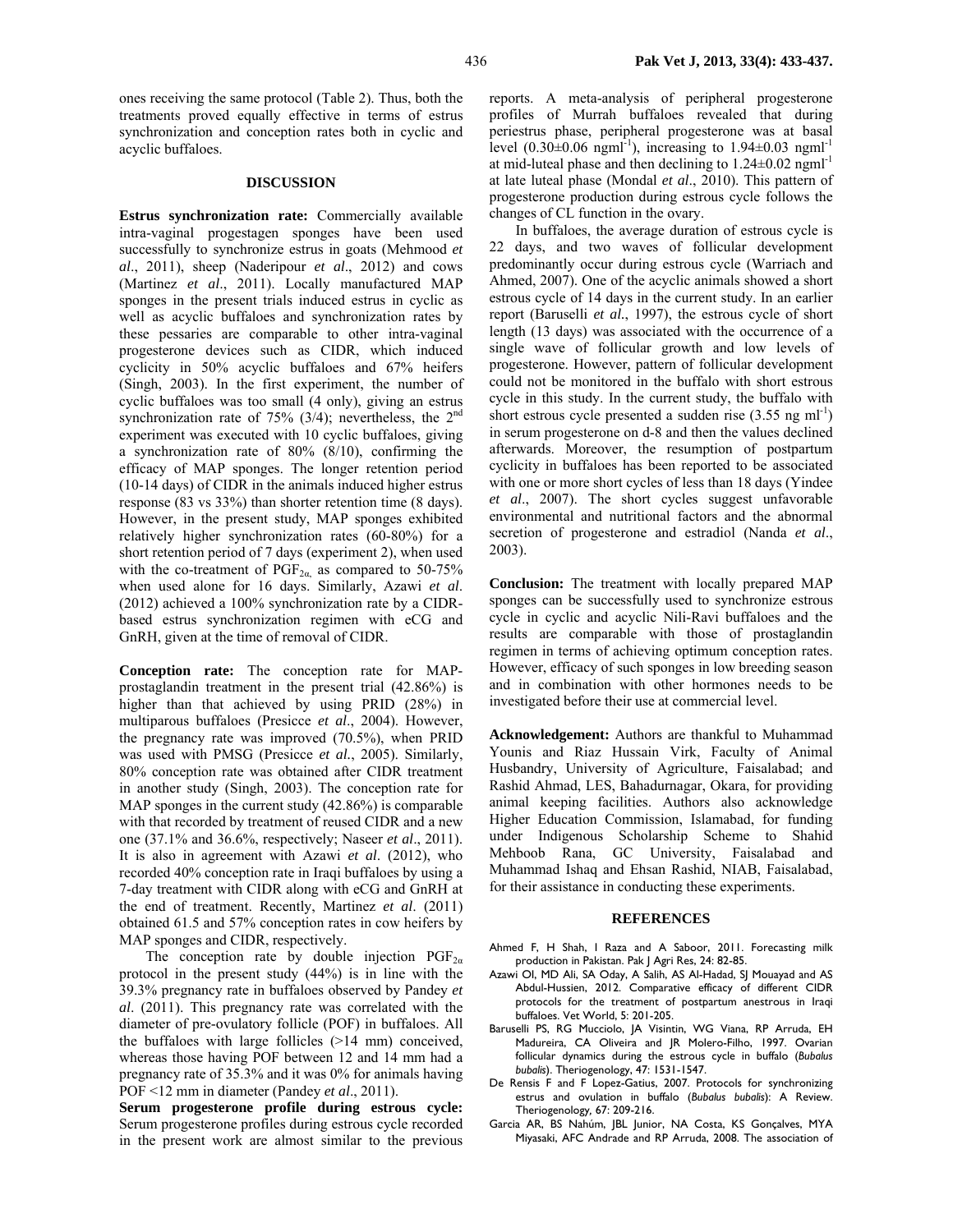ones receiving the same protocol (Table 2). Thus, both the treatments proved equally effective in terms of estrus synchronization and conception rates both in cyclic and acyclic buffaloes.

## DISCUSSION

**Estrus synchronization rate:** Commercially available intra-vaginal progestagen sponges have been used successfully to synchronize estrus in goats (Mehmood *et al*., 2011), sheep (Naderipour *et al*., 2012) and cows (Martinez *et al*., 2011). Locally manufactured MAP sponges in the present trials induced estrus in cyclic as well as acyclic buffaloes and synchronization rates by these pessaries are comparable to other intra-vaginal progesterone devices such as CIDR, which induced cyclicity in 50% acyclic buffaloes and 67% heifers (Singh, 2003). In the first experiment, the number of cyclic buffaloes was too small (4 only), giving an estrus synchronization rate of 75% (3/4); nevertheless, the 2nd experiment was executed with 10 cyclic buffaloes, giving a synchronization rate of 80% (8/10), confirming the efficacy of MAP sponges. The longer retention period (10-14 days) of CIDR in the animals induced higher estrus response (83 vs 33%) than shorter retention time (8 days). However, in the present study, MAP sponges exhibited relatively higher synchronization rates (60-80%) for a short retention period of 7 days (experiment 2), when used with the co-treatment of $PGF_{2\alpha}$ as compared to 50-75% when used alone for 16 days. Similarly, Azawi *et al*. (2012) achieved a 100% synchronization rate by a CIDR-based estrus synchronization regimen with eCG and GnRH, given at the time of removal of CIDR.

**Conception rate:** The conception rate for MAP-prostaglandin treatment in the present trial (42.86%) is higher than that achieved by using PRID (28%) in multiparous buffaloes (Presicce *et al*., 2004). However, the pregnancy rate was improved (70.5%), when PRID was used with PMSG (Presicce *et al.*, 2005). Similarly, 80% conception rate was obtained after CIDR treatment in another study (Singh, 2003). The conception rate for MAP sponges in the current study (42.86%) is comparable with that recorded by treatment of reused CIDR and a new one (37.1% and 36.6%, respectively; Naseer *et al*., 2011). It is also in agreement with Azawi *et al*. (2012), who recorded 40% conception rate in Iraqi buffaloes by using a 7-day treatment with CIDR along with eCG and GnRH at the end of treatment. Recently, Martinez *et al*. (2011) obtained 61.5 and 57% conception rates in cow heifers by MAP sponges and CIDR, respectively.

The conception rate by double injection $PGF_{2\alpha}$ protocol in the present study (44%) is in line with the 39.3% pregnancy rate in buffaloes observed by Pandey *et al*. (2011). This pregnancy rate was correlated with the diameter of pre-ovulatory follicle (POF) in buffaloes. All the buffaloes with large follicles (>14 mm) conceived, whereas those having POF between 12 and 14 mm had a pregnancy rate of 35.3% and it was 0% for animals having POF <12 mm in diameter (Pandey *et al*., 2011).

**Serum progesterone profile during estrous cycle:** Serum progesterone profiles during estrous cycle recorded in the present work are almost similar to the previous reports. A meta-analysis of peripheral progesterone profiles of Murrah buffaloes revealed that during periestrus phase, peripheral progesterone was at basal level (0.30±0.06 $ngml^{-1}$), increasing to 1.94±0.03 $ngml^{-1}$ at mid-luteal phase and then declining to 1.24±0.02 $ngml^{-1}$ at late luteal phase (Mondal *et al*., 2010). This pattern of progesterone production during estrous cycle follows the changes of CL function in the ovary.

In buffaloes, the average duration of estrous cycle is 22 days, and two waves of follicular development predominantly occur during estrous cycle (Warriach and Ahmed, 2007). One of the acyclic animals showed a short estrous cycle of 14 days in the current study. In an earlier report (Baruselli *et al*., 1997), the estrous cycle of short length (13 days) was associated with the occurrence of a single wave of follicular growth and low levels of progesterone. However, pattern of follicular development could not be monitored in the buffalo with short estrous cycle in this study. In the current study, the buffalo with short estrous cycle presented a sudden rise (3.55 ng $ml^{-1}$) in serum progesterone on d-8 and then the values declined afterwards. Moreover, the resumption of postpartum cyclicity in buffaloes has been reported to be associated with one or more short cycles of less than 18 days (Yindee *et al*., 2007). The short cycles suggest unfavorable environmental and nutritional factors and the abnormal secretion of progesterone and estradiol (Nanda *et al*., 2003).

**Conclusion:** The treatment with locally prepared MAP sponges can be successfully used to synchronize estrous cycle in cyclic and acyclic Nili-Ravi buffaloes and the results are comparable with those of prostaglandin regimen in terms of achieving optimum conception rates. However, efficacy of such sponges in low breeding season and in combination with other hormones needs to be investigated before their use at commercial level.

**Acknowledgement:** Authors are thankful to Muhammad Younis and Riaz Hussain Virk, Faculty of Animal Husbandry, University of Agriculture, Faisalabad; and Rashid Ahmad, LES, Bahadurnagar, Okara, for providing animal keeping facilities. Authors also acknowledge Higher Education Commission, Islamabad, for funding under Indigenous Scholarship Scheme to Shahid Mehboob Rana, GC University, Faisalabad and Muhammad Ishaq and Ehsan Rashid, NIAB, Faisalabad, for their assistance in conducting these experiments.

## REFERENCES

Ahmed F, H Shah, I Raza and A Saboor, 2011. Forecasting milk production in Pakistan. Pak J Agri Res, 24: 82-85.

Azawi OI, MD Ali, SA Oday, A Salih, AS Al-Hadad, SJ Mouayad and AS Abdul-Hussien, 2012. Comparative efficacy of different CIDR protocols for the treatment of postpartum anestrous in Iraqi buffaloes. Vet World, 5: 201-205.

Baruselli PS, RG Mucciolo, JA Visintin, WG Viana, RP Arruda, EH Madureira, CA Oliveira and JR Molero-Filho, 1997. Ovarian follicular dynamics during the estrous cycle in buffalo (*Bubalus bubalis*). Theriogenology, 47: 1531-1547.

De Rensis F and F Lopez-Gatius, 2007. Protocols for synchronizing estrus and ovulation in buffalo (*Bubalus bubalis*): A Review. Theriogenology, 67: 209-216.

Garcia AR, BS Nahúm, JBL Junior, NA Costa, KS Gonçalves, MYA Miyasaki, AFC Andrade and RP Arruda, 2008. The association of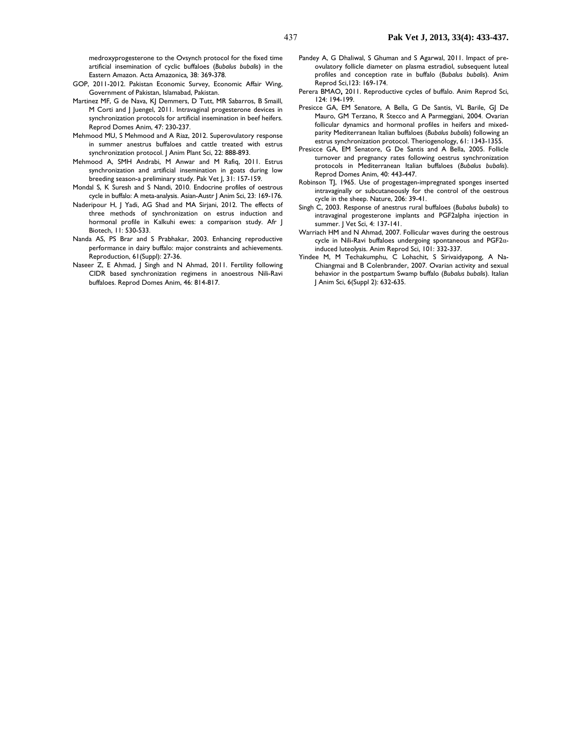medroxyprogesterone to the Ovsynch protocol for the fixed time artificial insemination of cyclic buffaloes (*Bubalus bubalis*) in the Eastern Amazon. Acta Amazonica, 38: 369-378.

GOP, 2011-2012. Pakistan Economic Survey, Economic Affair Wing, Government of Pakistan, Islamabad, Pakistan.

Martinez MF, G de Nava, KJ Demmers, D Tutt, MR Sabarros, B Smaill, M Corti and J Juengel, 2011. Intravaginal progesterone devices in synchronization protocols for artificial insemination in beef heifers. Reprod Domes Anim, 47: 230-237.

Mehmood MU, S Mehmood and A Riaz, 2012. Superovulatory response in summer anestrus buffaloes and cattle treated with estrus synchronization protocol. J Anim Plant Sci, 22: 888-893.

Mehmood A, SMH Andrabi, M Anwar and M Rafiq, 2011. Estrus synchronization and artificial insemination in goats during low breeding season-a preliminary study. Pak Vet J, 31: 157-159.

Mondal S, K Suresh and S Nandi, 2010. Endocrine profiles of oestrous cycle in buffalo: A meta-analysis. Asian-Austr J Anim Sci, 23: 169-176.

Naderipour H, J Yadi, AG Shad and MA Sirjani, 2012. The effects of three methods of synchronization on estrus induction and hormonal profile in Kalkuhi ewes: a comparison study. Afr J Biotech, 11: 530-533.

Nanda AS, PS Brar and S Prabhakar, 2003. Enhancing reproductive performance in dairy buffalo: major constraints and achievements. Reproduction, 61(Suppl): 27-36.

Naseer Z, E Ahmad, J Singh and N Ahmad, 2011. Fertility following CIDR based synchronization regimens in anoestrous Nili-Ravi buffaloes. Reprod Domes Anim, 46: 814-817.

Pandey A, G Dhaliwal, S Ghuman and S Agarwal, 2011. Impact of pre-ovulatory follicle diameter on plasma estradiol, subsequent luteal profiles and conception rate in buffalo (*Bubalus bubalis*). Anim Reprod Sci,123: 169-174.

Perera BMAO**,** 2011. Reproductive cycles of buffalo. Anim Reprod Sci, 124: 194-199.

Presicce GA, EM Senatore, A Bella, G De Santis, VL Barile, GJ De Mauro, GM Terzano, R Stecco and A Parmeggiani, 2004. Ovarian follicular dynamics and hormonal profiles in heifers and mixed-parity Mediterranean Italian buffaloes (*Bubalus bubalis*) following an estrus synchronization protocol. Theriogenology, 61: 1343-1355.

Presicce GA, EM Senatore, G De Santis and A Bella, 2005. Follicle turnover and pregnancy rates following oestrus synchronization protocols in Mediterranean Italian buffaloes (*Bubalus bubalis*). Reprod Domes Anim, 40: 443-447.

Robinson TJ, 1965. Use of progestagen-impregnated sponges inserted intravaginally or subcutaneously for the control of the oestrous cycle in the sheep. Nature, 206: 39-41.

Singh C, 2003. Response of anestrus rural buffaloes (*Bubalus bubalis*) to intravaginal progesterone implants and PGF2alpha injection in summer. J Vet Sci, 4: 137-141.

Warriach HM and N Ahmad, 2007. Follicular waves during the oestrous cycle in Nili-Ravi buffaloes undergoing spontaneous and PGF2$\alpha$-induced luteolysis. Anim Reprod Sci, 101: 332-337.

Yindee M, M Techakumphu, C Lohachit, S Sirivaidyapong, A Na-Chiangmai and B Colenbrander, 2007. Ovarian activity and sexual behavior in the postpartum Swamp buffalo (*Bubalus bubalis*). Italian J Anim Sci, 6(Suppl 2): 632-635.